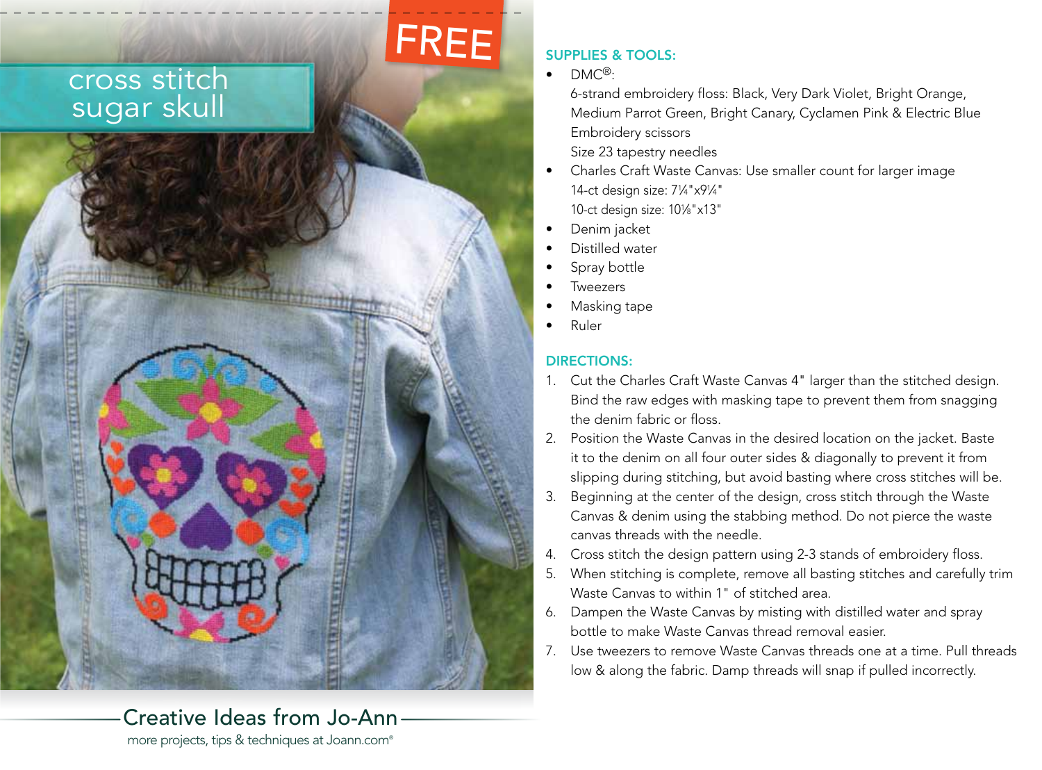FREE

# cross stitch sugar skull

## SUPPLIES & TOOLS:

- DMC®:
  6-strand embroidery floss: Black, Very Dark Violet, Bright Orange, Medium Parrot Green, Bright Canary, Cyclamen Pink & Electric Blue
  Embroidery scissors
  Size 23 tapestry needles
- Charles Craft Waste Canvas: Use smaller count for larger image
  14-ct design size: 7¼"x9¼"
  10-ct design size: 10⅛"x13"
- Denim jacket
- Distilled water
- Spray bottle
- Tweezers
- Masking tape
- Ruler

## DIRECTIONS:

1. Cut the Charles Craft Waste Canvas 4" larger than the stitched design. Bind the raw edges with masking tape to prevent them from snagging the denim fabric or floss.
2. Position the Waste Canvas in the desired location on the jacket. Baste it to the denim on all four outer sides & diagonally to prevent it from slipping during stitching, but avoid basting where cross stitches will be.
3. Beginning at the center of the design, cross stitch through the Waste Canvas & denim using the stabbing method. Do not pierce the waste canvas threads with the needle.
4. Cross stitch the design pattern using 2-3 stands of embroidery floss.
5. When stitching is complete, remove all basting stitches and carefully trim Waste Canvas to within 1" of stitched area.
6. Dampen the Waste Canvas by misting with distilled water and spray bottle to make Waste Canvas thread removal easier.
7. Use tweezers to remove Waste Canvas threads one at a time. Pull threads low & along the fabric. Damp threads will snap if pulled incorrectly.

Creative Ideas from Jo-Ann

more projects, tips & techniques at Joann.com®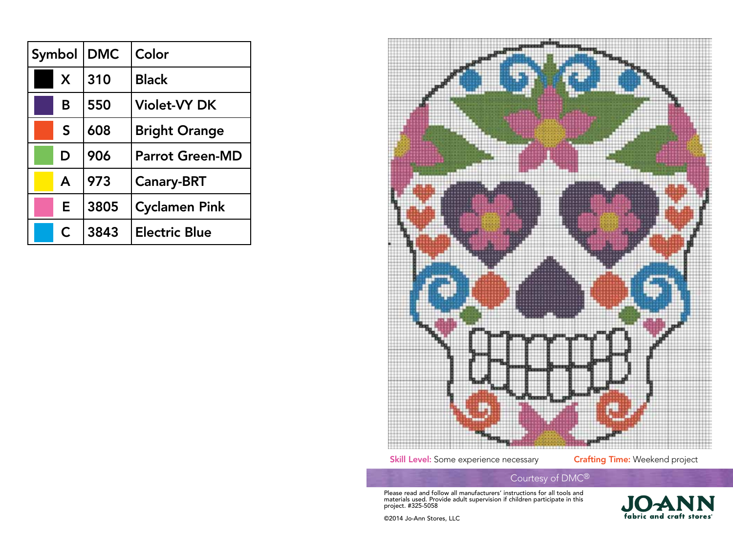| Symbol | DMC | Color |
|---|---|---|
| X | 310 | Black |
| B | 550 | Violet-VY DK |
| S | 608 | Bright Orange |
| D | 906 | Parrot Green-MD |
| A | 973 | Canary-BRT |
| E | 3805 | Cyclamen Pink |
| C | 3843 | Electric Blue |

**Skill Level:** Some experience necessary

**Crafting Time:** Weekend project

Courtesy of DMC®

Please read and follow all manufacturers' instructions for all tools and materials used. Provide adult supervision if children participate in this project. #325-5058

©2014 Jo-Ann Stores, LLC

JO-ANN fabric and craft stores®